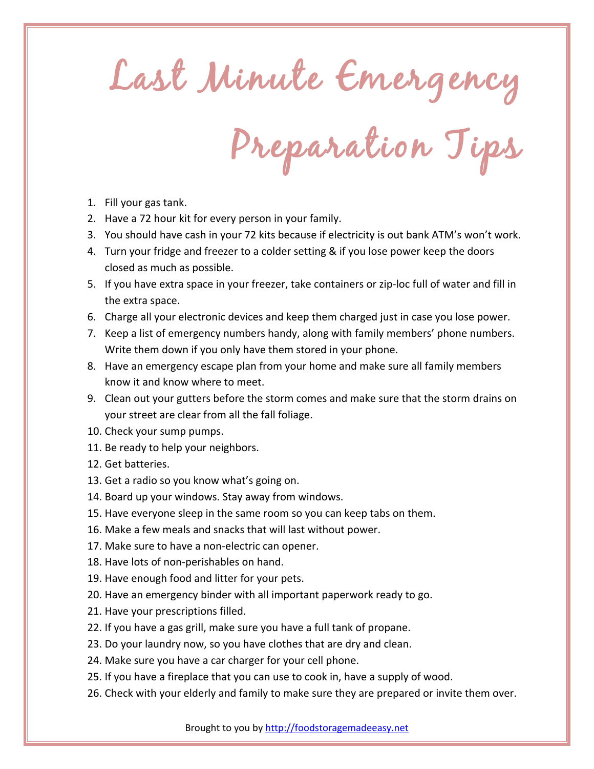# Last Minute Emergency Preparation Tips

1. Fill your gas tank.
2. Have a 72 hour kit for every person in your family.
3. You should have cash in your 72 kits because if electricity is out bank ATM's won't work.
4. Turn your fridge and freezer to a colder setting & if you lose power keep the doors closed as much as possible.
5. If you have extra space in your freezer, take containers or zip-loc full of water and fill in the extra space.
6. Charge all your electronic devices and keep them charged just in case you lose power.
7. Keep a list of emergency numbers handy, along with family members' phone numbers. Write them down if you only have them stored in your phone.
8. Have an emergency escape plan from your home and make sure all family members know it and know where to meet.
9. Clean out your gutters before the storm comes and make sure that the storm drains on your street are clear from all the fall foliage.
10. Check your sump pumps.
11. Be ready to help your neighbors.
12. Get batteries.
13. Get a radio so you know what's going on.
14. Board up your windows. Stay away from windows.
15. Have everyone sleep in the same room so you can keep tabs on them.
16. Make a few meals and snacks that will last without power.
17. Make sure to have a non-electric can opener.
18. Have lots of non-perishables on hand.
19. Have enough food and litter for your pets.
20. Have an emergency binder with all important paperwork ready to go.
21. Have your prescriptions filled.
22. If you have a gas grill, make sure you have a full tank of propane.
23. Do your laundry now, so you have clothes that are dry and clean.
24. Make sure you have a car charger for your cell phone.
25. If you have a fireplace that you can use to cook in, have a supply of wood.
26. Check with your elderly and family to make sure they are prepared or invite them over.

Brought to you by [http://foodstoragemadeeasy.net](http://foodstoragemadeeasy.net)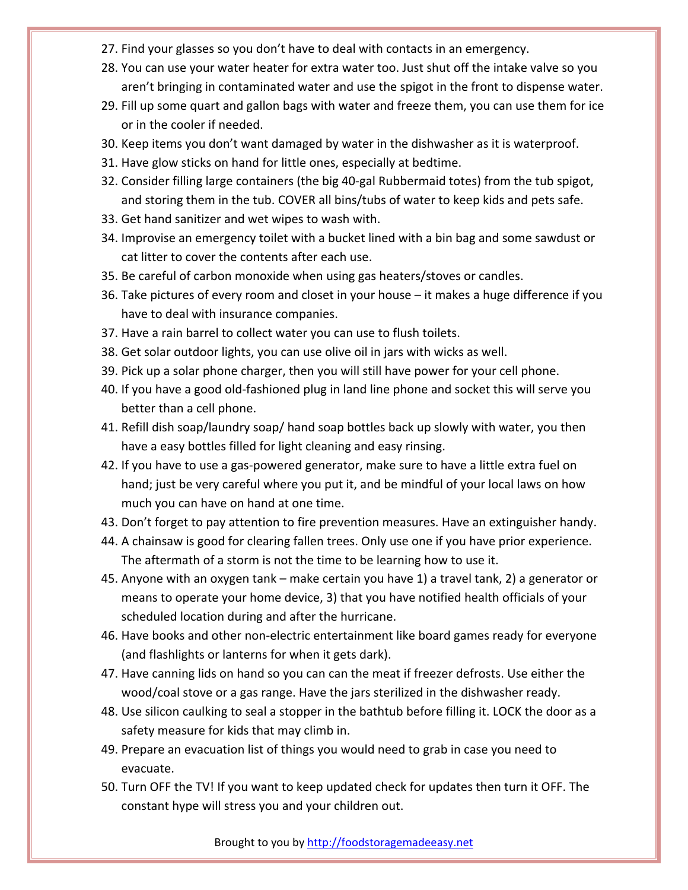27. Find your glasses so you don't have to deal with contacts in an emergency.
28. You can use your water heater for extra water too. Just shut off the intake valve so you aren't bringing in contaminated water and use the spigot in the front to dispense water.
29. Fill up some quart and gallon bags with water and freeze them, you can use them for ice or in the cooler if needed.
30. Keep items you don't want damaged by water in the dishwasher as it is waterproof.
31. Have glow sticks on hand for little ones, especially at bedtime.
32. Consider filling large containers (the big 40-gal Rubbermaid totes) from the tub spigot, and storing them in the tub. COVER all bins/tubs of water to keep kids and pets safe.
33. Get hand sanitizer and wet wipes to wash with.
34. Improvise an emergency toilet with a bucket lined with a bin bag and some sawdust or cat litter to cover the contents after each use.
35. Be careful of carbon monoxide when using gas heaters/stoves or candles.
36. Take pictures of every room and closet in your house – it makes a huge difference if you have to deal with insurance companies.
37. Have a rain barrel to collect water you can use to flush toilets.
38. Get solar outdoor lights, you can use olive oil in jars with wicks as well.
39. Pick up a solar phone charger, then you will still have power for your cell phone.
40. If you have a good old-fashioned plug in land line phone and socket this will serve you better than a cell phone.
41. Refill dish soap/laundry soap/ hand soap bottles back up slowly with water, you then have a easy bottles filled for light cleaning and easy rinsing.
42. If you have to use a gas-powered generator, make sure to have a little extra fuel on hand; just be very careful where you put it, and be mindful of your local laws on how much you can have on hand at one time.
43. Don't forget to pay attention to fire prevention measures. Have an extinguisher handy.
44. A chainsaw is good for clearing fallen trees. Only use one if you have prior experience. The aftermath of a storm is not the time to be learning how to use it.
45. Anyone with an oxygen tank – make certain you have 1) a travel tank, 2) a generator or means to operate your home device, 3) that you have notified health officials of your scheduled location during and after the hurricane.
46. Have books and other non-electric entertainment like board games ready for everyone (and flashlights or lanterns for when it gets dark).
47. Have canning lids on hand so you can can the meat if freezer defrosts. Use either the wood/coal stove or a gas range. Have the jars sterilized in the dishwasher ready.
48. Use silicon caulking to seal a stopper in the bathtub before filling it. LOCK the door as a safety measure for kids that may climb in.
49. Prepare an evacuation list of things you would need to grab in case you need to evacuate.
50. Turn OFF the TV! If you want to keep updated check for updates then turn it OFF. The constant hype will stress you and your children out.

Brought to you by [http://foodstoragemadeeasy.net](http://foodstoragemadeeasy.net)